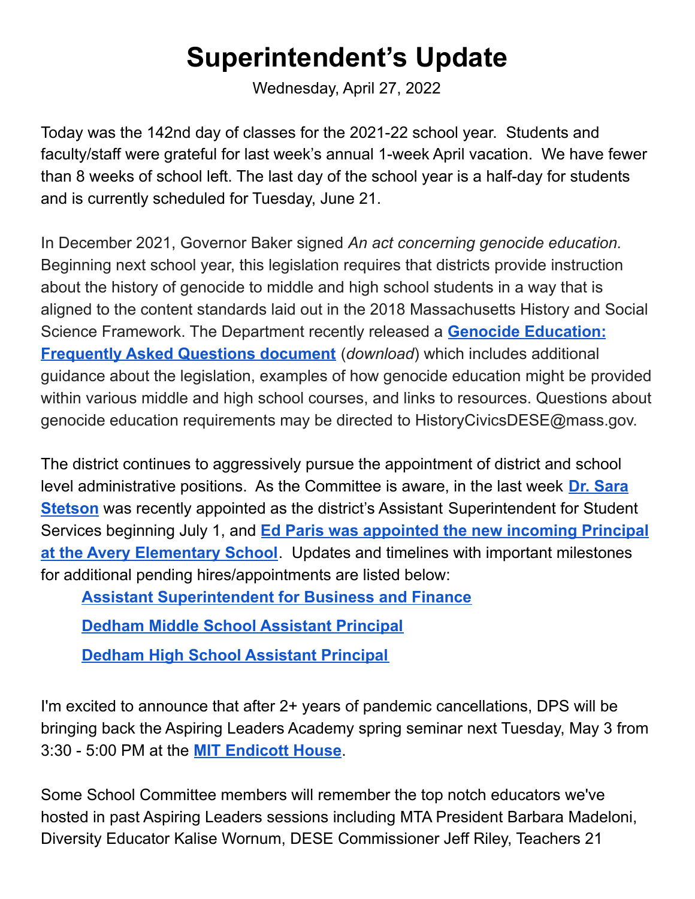# Superintendent's Update

Wednesday, April 27, 2022

Today was the 142nd day of classes for the 2021-22 school year. Students and faculty/staff were grateful for last week's annual 1-week April vacation. We have fewer than 8 weeks of school left. The last day of the school year is a half-day for students and is currently scheduled for Tuesday, June 21.

In December 2021, Governor Baker signed *An act concerning genocide education.* Beginning next school year, this legislation requires that districts provide instruction about the history of genocide to middle and high school students in a way that is aligned to the content standards laid out in the 2018 Massachusetts History and Social Science Framework. The Department recently released a **Genocide Education: Frequently Asked Questions document** (*download*) which includes additional guidance about the legislation, examples of how genocide education might be provided within various middle and high school courses, and links to resources. Questions about genocide education requirements may be directed to HistoryCivicsDESE@mass.gov.

The district continues to aggressively pursue the appointment of district and school level administrative positions. As the Committee is aware, in the last week **Dr. Sara Stetson** was recently appointed as the district's Assistant Superintendent for Student Services beginning July 1, and **Ed Paris was appointed the new incoming Principal at the Avery Elementary School**. Updates and timelines with important milestones for additional pending hires/appointments are listed below:

- **Assistant Superintendent for Business and Finance**
- **Dedham Middle School Assistant Principal**
- **Dedham High School Assistant Principal**

I'm excited to announce that after 2+ years of pandemic cancellations, DPS will be bringing back the Aspiring Leaders Academy spring seminar next Tuesday, May 3 from 3:30 - 5:00 PM at the **MIT Endicott House**.

Some School Committee members will remember the top notch educators we've hosted in past Aspiring Leaders sessions including MTA President Barbara Madeloni, Diversity Educator Kalise Wornum, DESE Commissioner Jeff Riley, Teachers 21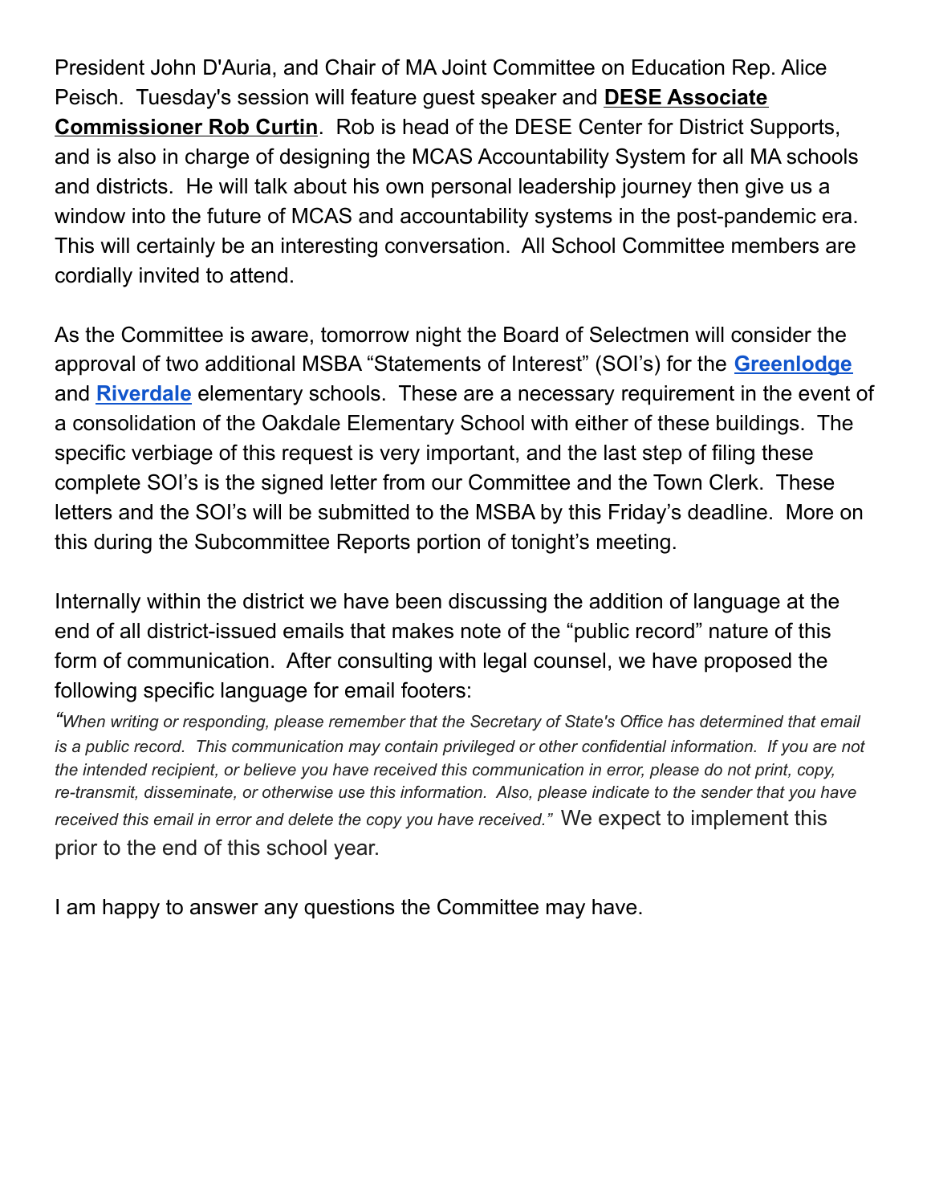President John D'Auria, and Chair of MA Joint Committee on Education Rep. Alice Peisch. Tuesday's session will feature guest speaker and **DESE Associate Commissioner Rob Curtin**. Rob is head of the DESE Center for District Supports, and is also in charge of designing the MCAS Accountability System for all MA schools and districts. He will talk about his own personal leadership journey then give us a window into the future of MCAS and accountability systems in the post-pandemic era. This will certainly be an interesting conversation. All School Committee members are cordially invited to attend.

As the Committee is aware, tomorrow night the Board of Selectmen will consider the approval of two additional MSBA "Statements of Interest" (SOI's) for the **Greenlodge** and **Riverdale** elementary schools. These are a necessary requirement in the event of a consolidation of the Oakdale Elementary School with either of these buildings. The specific verbiage of this request is very important, and the last step of filing these complete SOI's is the signed letter from our Committee and the Town Clerk. These letters and the SOI's will be submitted to the MSBA by this Friday's deadline. More on this during the Subcommittee Reports portion of tonight's meeting.

Internally within the district we have been discussing the addition of language at the end of all district-issued emails that makes note of the "public record" nature of this form of communication. After consulting with legal counsel, we have proposed the following specific language for email footers:

*"When writing or responding, please remember that the Secretary of State's Office has determined that email is a public record. This communication may contain privileged or other confidential information. If you are not the intended recipient, or believe you have received this communication in error, please do not print, copy, re-transmit, disseminate, or otherwise use this information. Also, please indicate to the sender that you have received this email in error and delete the copy you have received."* We expect to implement this prior to the end of this school year.

I am happy to answer any questions the Committee may have.